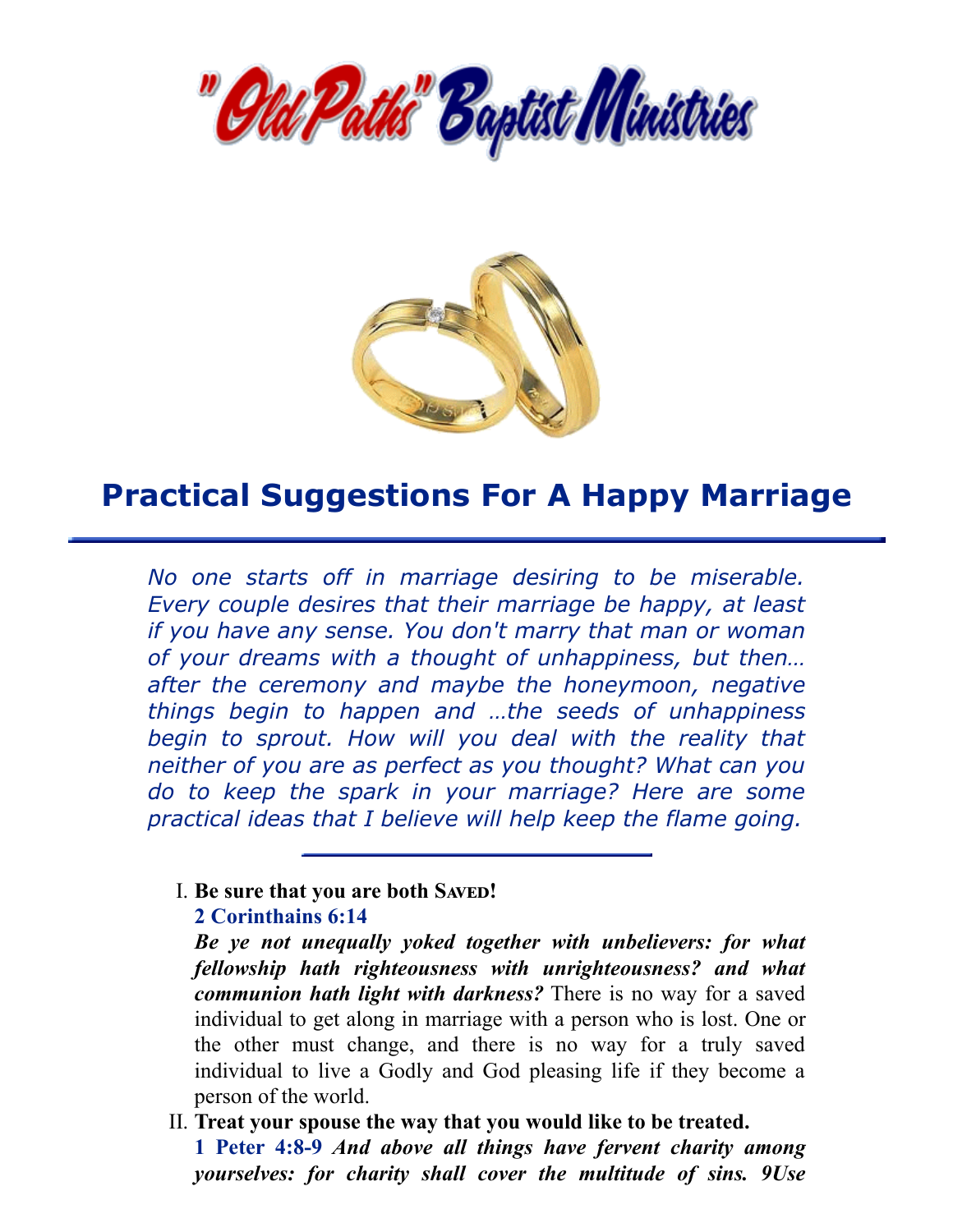"Old Paths" Baptist Ministries

# Practical Suggestions For A Happy Marriage

*No one starts off in marriage desiring to be miserable. Every couple desires that their marriage be happy, at least if you have any sense. You don't marry that man or woman of your dreams with a thought of unhappiness, but then… after the ceremony and maybe the honeymoon, negative things begin to happen and …the seeds of unhappiness begin to sprout. How will you deal with the reality that neither of you are as perfect as you thought? What can you do to keep the spark in your marriage? Here are some practical ideas that I believe will help keep the flame going.*

I. **Be sure that you are both SAVED!**
   **2 Corinthains 6:14**
   ***Be ye not unequally yoked together with unbelievers: for what fellowship hath righteousness with unrighteousness? and what communion hath light with darkness?*** There is no way for a saved individual to get along in marriage with a person who is lost. One or the other must change, and there is no way for a truly saved individual to live a Godly and God pleasing life if they become a person of the world.

II. **Treat your spouse the way that you would like to be treated.**
   **1 Peter 4:8-9** ***And above all things have fervent charity among yourselves: for charity shall cover the multitude of sins. 9Use***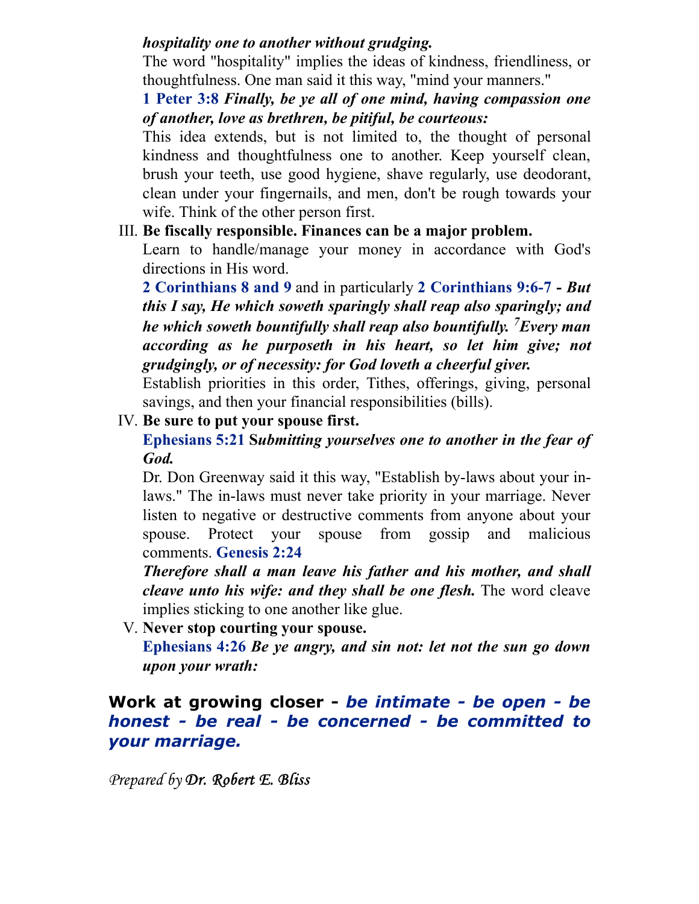***hospitality one to another without grudging.***

The word "hospitality" implies the ideas of kindness, friendliness, or thoughtfulness. One man said it this way, "mind your manners."

**1 Peter 3:8** ***Finally, be ye all of one mind, having compassion one of another, love as brethren, be pitiful, be courteous:***

This idea extends, but is not limited to, the thought of personal kindness and thoughtfulness one to another. Keep yourself clean, brush your teeth, use good hygiene, shave regularly, use deodorant, clean under your fingernails, and men, don't be rough towards your wife. Think of the other person first.

III. **Be fiscally responsible. Finances can be a major problem.**

Learn to handle/manage your money in accordance with God's directions in His word.

**2 Corinthians 8 and 9** and in particularly **2 Corinthians 9:6-7 -** ***But this I say, He which soweth sparingly shall reap also sparingly; and he which soweth bountifully shall reap also bountifully. [7]Every man according as he purposeth in his heart, so let him give; not grudgingly, or of necessity: for God loveth a cheerful giver.***

Establish priorities in this order, Tithes, offerings, giving, personal savings, and then your financial responsibilities (bills).

IV. **Be sure to put your spouse first.**

**Ephesians 5:21** ***Submitting yourselves one to another in the fear of God.***

Dr. Don Greenway said it this way, "Establish by-laws about your in-laws." The in-laws must never take priority in your marriage. Never listen to negative or destructive comments from anyone about your spouse. Protect your spouse from gossip and malicious comments. **Genesis 2:24**

***Therefore shall a man leave his father and his mother, and shall cleave unto his wife: and they shall be one flesh.*** The word cleave implies sticking to one another like glue.

V. **Never stop courting your spouse.**

**Ephesians 4:26** ***Be ye angry, and sin not: let not the sun go down upon your wrath:***

**Work at growing closer -** ***be intimate - be open - be honest - be real - be concerned - be committed to your marriage.***

*Prepared by* ***Dr. Robert E. Bliss***